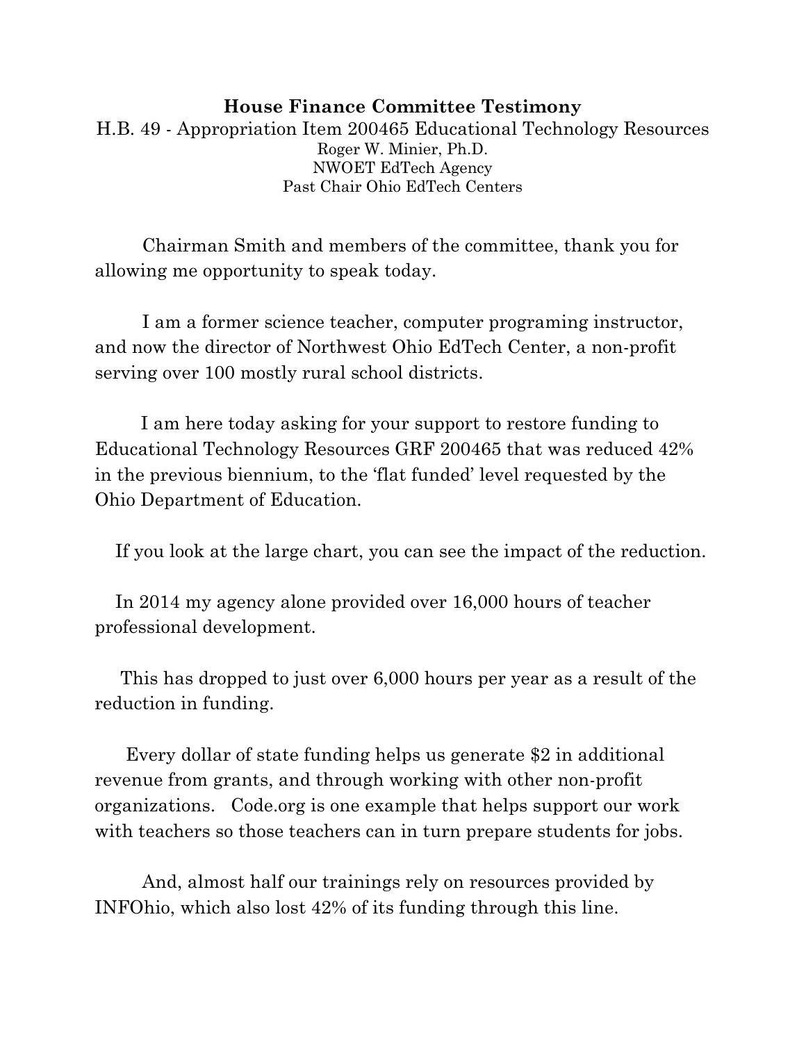**House Finance Committee Testimony**

H.B. 49 - Appropriation Item 200465 Educational Technology Resources

Roger W. Minier, Ph.D.

NWOET EdTech Agency

Past Chair Ohio EdTech Centers

Chairman Smith and members of the committee, thank you for allowing me opportunity to speak today.

I am a former science teacher, computer programing instructor, and now the director of Northwest Ohio EdTech Center, a non-profit serving over 100 mostly rural school districts.

I am here today asking for your support to restore funding to Educational Technology Resources GRF 200465 that was reduced 42% in the previous biennium, to the 'flat funded' level requested by the Ohio Department of Education.

If you look at the large chart, you can see the impact of the reduction.

In 2014 my agency alone provided over 16,000 hours of teacher professional development.

This has dropped to just over 6,000 hours per year as a result of the reduction in funding.

Every dollar of state funding helps us generate $2 in additional revenue from grants, and through working with other non-profit organizations. Code.org is one example that helps support our work with teachers so those teachers can in turn prepare students for jobs.

And, almost half our trainings rely on resources provided by INFOhio, which also lost 42% of its funding through this line.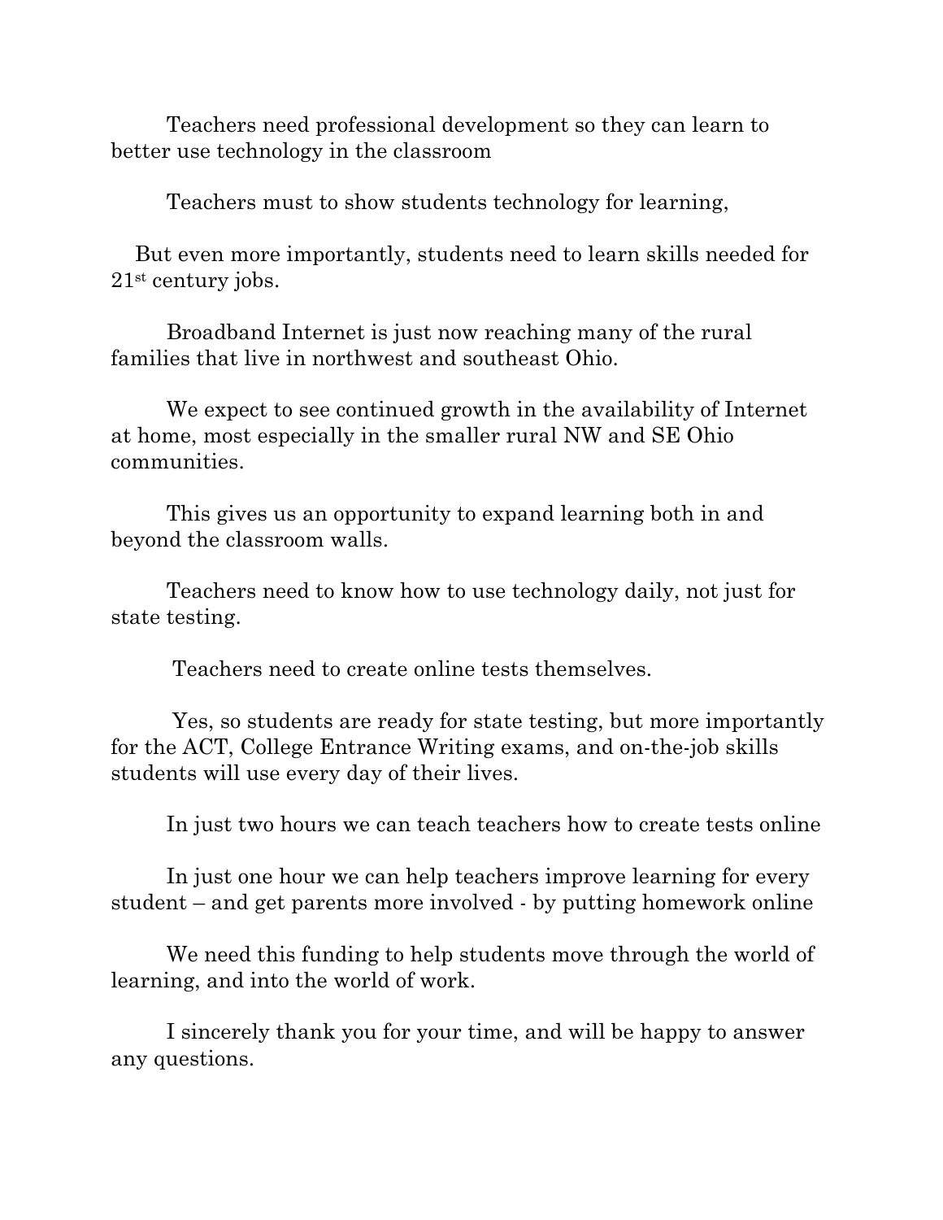Teachers need professional development so they can learn to better use technology in the classroom

Teachers must to show students technology for learning,

But even more importantly, students need to learn skills needed for 21st century jobs.

Broadband Internet is just now reaching many of the rural families that live in northwest and southeast Ohio.

We expect to see continued growth in the availability of Internet at home, most especially in the smaller rural NW and SE Ohio communities.

This gives us an opportunity to expand learning both in and beyond the classroom walls.

Teachers need to know how to use technology daily, not just for state testing.

Teachers need to create online tests themselves.

Yes, so students are ready for state testing, but more importantly for the ACT, College Entrance Writing exams, and on-the-job skills students will use every day of their lives.

In just two hours we can teach teachers how to create tests online

In just one hour we can help teachers improve learning for every student – and get parents more involved - by putting homework online

We need this funding to help students move through the world of learning, and into the world of work.

I sincerely thank you for your time, and will be happy to answer any questions.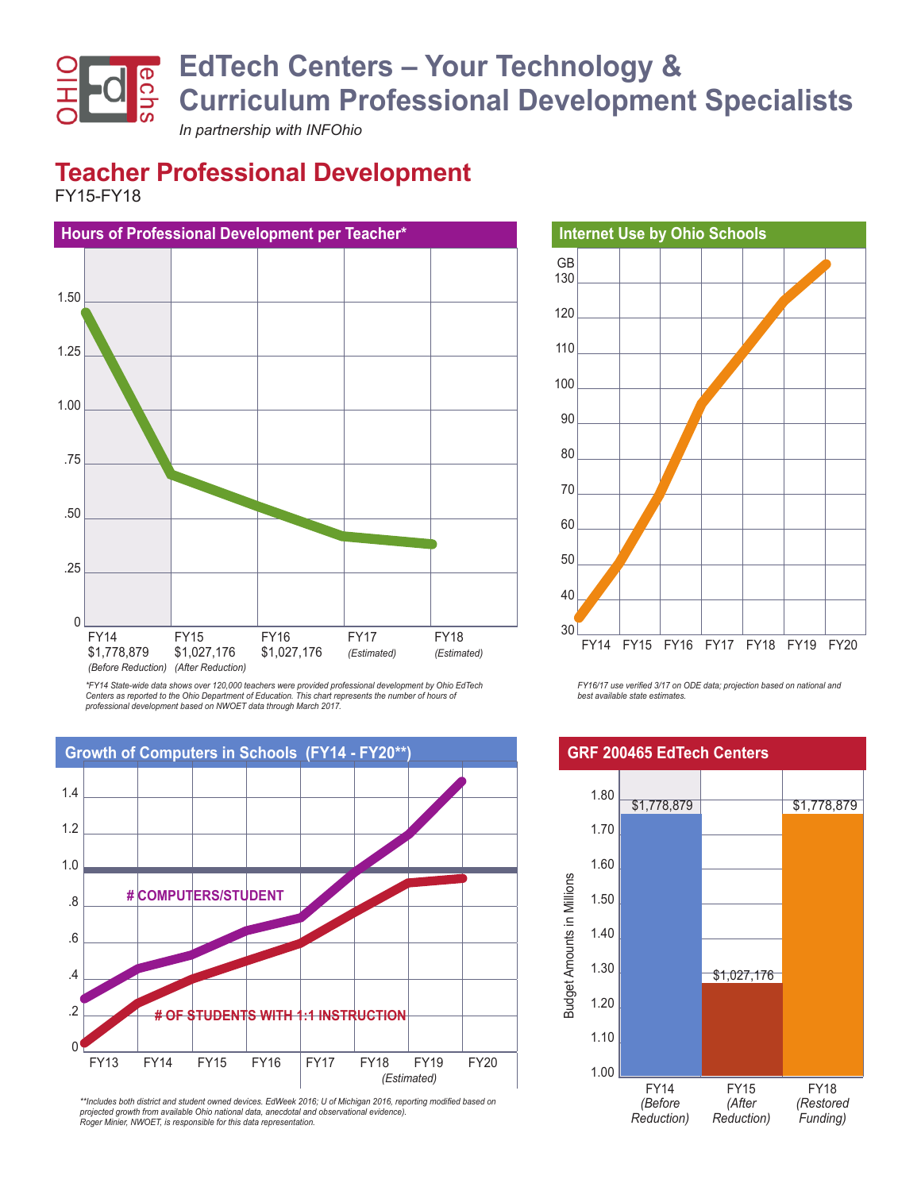# EdTech Centers – Your Technology & Curriculum Professional Development Specialists

*In partnership with INFOhio*

## Teacher Professional Development

FY15-FY18

### Hours of Professional Development per Teacher*

FY14 $1,778,879 *(Before Reduction)*
FY15 $1,027,176 *(After Reduction)*
FY16 $1,027,176
FY17 *(Estimated)*
FY18 *(Estimated)*

*FY14 State-wide data shows over 120,000 teachers were provided professional development by Ohio EdTech Centers as reported to the Ohio Department of Education. This chart represents the number of hours of professional development based on NWOET data through March 2017.*

### Internet Use by Ohio Schools

*FY16/17 use verified 3/17 on ODE data; projection based on national and best available state estimates.*

### Growth of Computers in Schools (FY14 - FY20**)

# COMPUTERS/STUDENT

# OF STUDENTS WITH 1:1 INSTRUCTION

*(Estimated)*

*\*\*Includes both district and student owned devices. EdWeek 2016; U of Michigan 2016, reporting modified based on projected growth from available Ohio national data, anecdotal and observational evidence). Roger Minier, NWOET, is responsible for this data representation.*

### GRF 200465 EdTech Centers

Budget Amounts in Millions

| Year | Amount |
|---|---|
| FY14 *(Before Reduction)* | $1,778,879 |
| FY15 *(After Reduction)* | $1,027,176 |
| FY18 *(Restored Funding)* | $1,778,879 |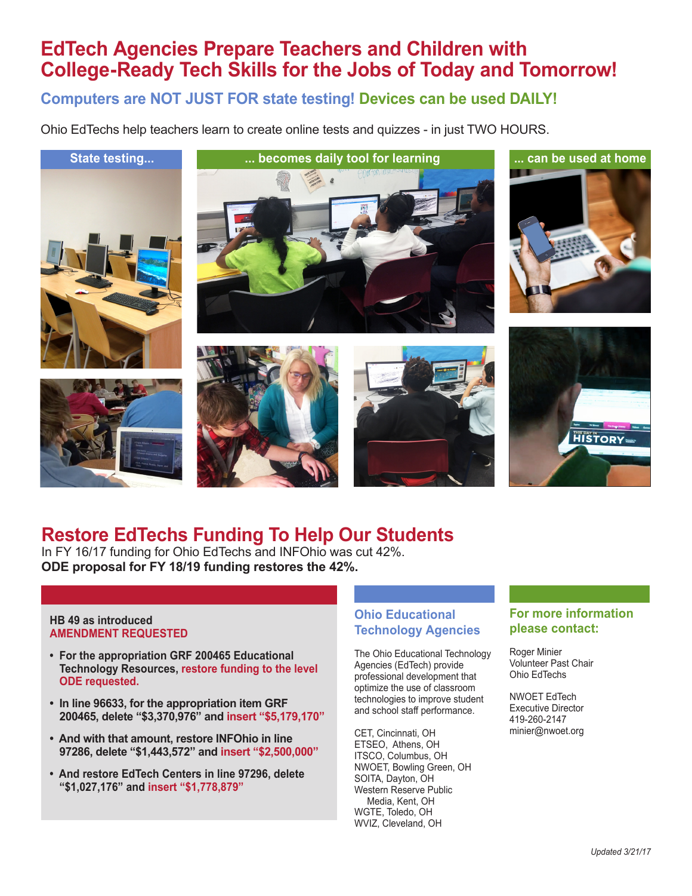# EdTech Agencies Prepare Teachers and Children with College-Ready Tech Skills for the Jobs of Today and Tomorrow!

## Computers are NOT JUST FOR state testing! Devices can be used DAILY!

Ohio EdTechs help teachers learn to create online tests and quizzes - in just TWO HOURS.

State testing...

... becomes daily tool for learning

... can be used at home

## Restore EdTechs Funding To Help Our Students

In FY 16/17 funding for Ohio EdTechs and INFOhio was cut 42%.
**ODE proposal for FY 18/19 funding restores the 42%.**

**HB 49 as introduced**
**AMENDMENT REQUESTED**

- **For the appropriation GRF 200465 Educational Technology Resources, restore funding to the level ODE requested.**
- **In line 96633, for the appropriation item GRF 200465, delete "$3,370,976" and insert "$5,179,170"**
- **And with that amount, restore INFOhio in line 97286, delete "$1,443,572" and insert "$2,500,000"**
- **And restore EdTech Centers in line 97296, delete "$1,027,176" and insert "$1,778,879"**

### Ohio Educational Technology Agencies

The Ohio Educational Technology Agencies (EdTech) provide professional development that optimize the use of classroom technologies to improve student and school staff performance.

CET, Cincinnati, OH
ETSEO, Athens, OH
ITSCO, Columbus, OH
NWOET, Bowling Green, OH
SOITA, Dayton, OH
Western Reserve Public Media, Kent, OH
WGTE, Toledo, OH
WVIZ, Cleveland, OH

### For more information please contact:

Roger Minier
Volunteer Past Chair
Ohio EdTechs

NWOET EdTech
Executive Director
419-260-2147
minier@nwoet.org

*Updated 3/21/17*